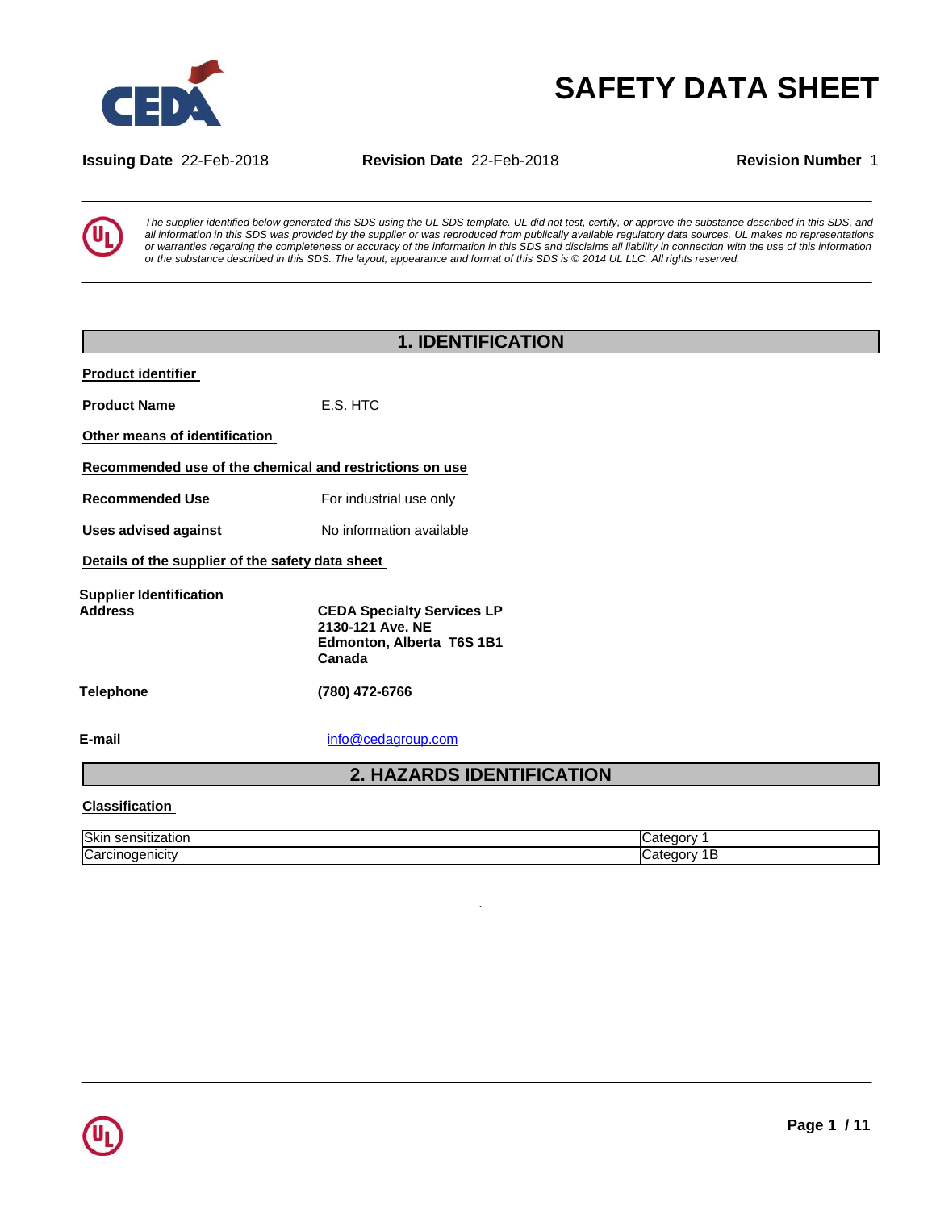# SAFETY DATA SHEET

**Issuing Date** 22-Feb-2018 **Revision Date** 22-Feb-2018 **Revision Number** 1

*The supplier identified below generated this SDS using the UL SDS template. UL did not test, certify, or approve the substance described in this SDS, and all information in this SDS was provided by the supplier or was reproduced from publically available regulatory data sources. UL makes no representations or warranties regarding the completeness or accuracy of the information in this SDS and disclaims all liability in connection with the use of this information or the substance described in this SDS. The layout, appearance and format of this SDS is © 2014 UL LLC. All rights reserved.*

## 1. IDENTIFICATION

**Product identifier**

**Product Name** E.S. HTC

**Other means of identification**

**Recommended use of the chemical and restrictions on use**

**Recommended Use** For industrial use only

**Uses advised against** No information available

**Details of the supplier of the safety data sheet**

**Supplier Identification Address**
**CEDA Specialty Services LP**
**2130-121 Ave. NE**
**Edmonton, Alberta T6S 1B1**
**Canada**

**Telephone** **(780) 472-6766**

**E-mail** info@cedagroup.com

## 2. HAZARDS IDENTIFICATION

**Classification**

| | |
|---|---|
| Skin sensitization | Category 1 |
| Carcinogenicity | Category 1B |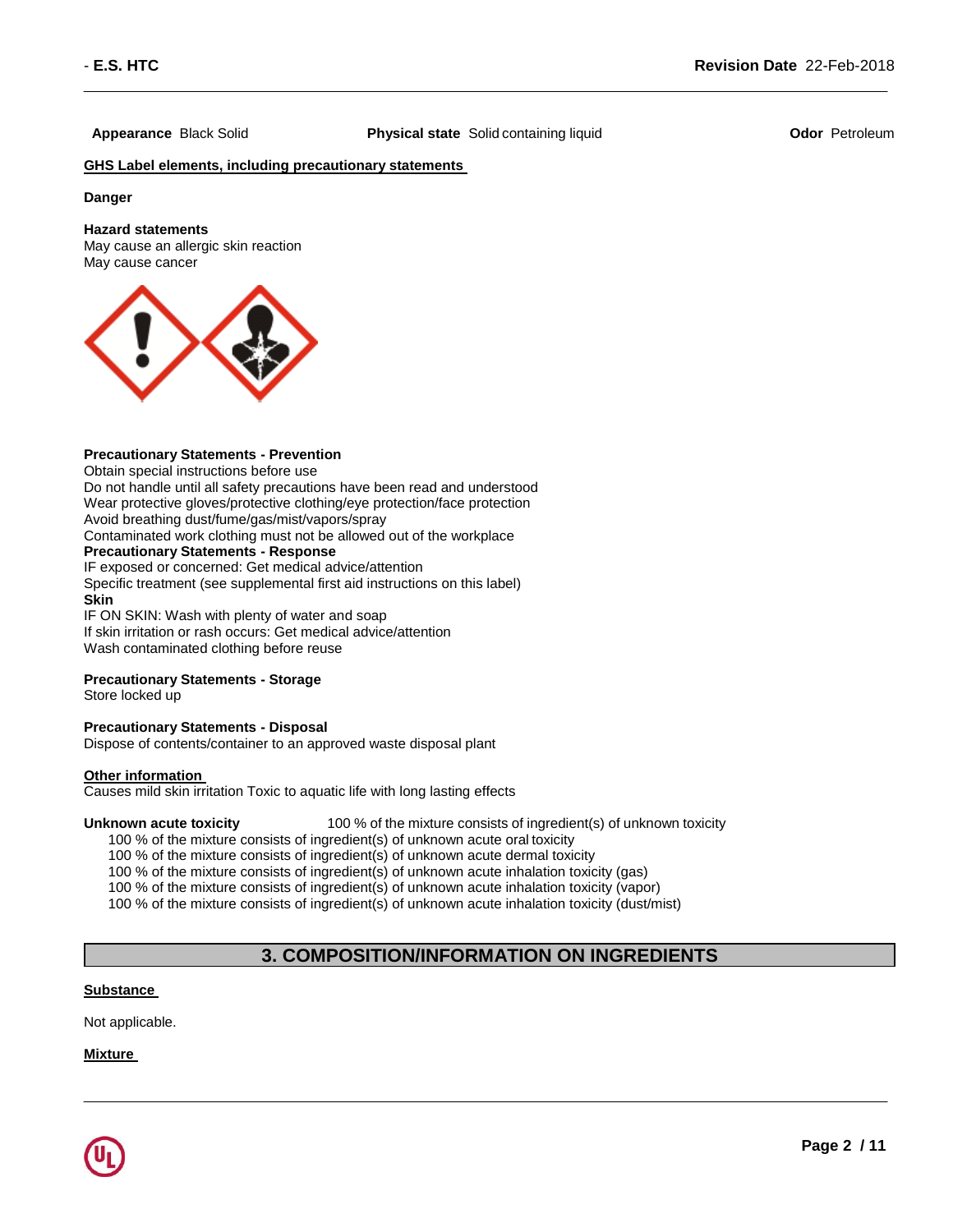**Appearance** Black Solid

**Physical state** Solid containing liquid

**Odor** Petroleum

**GHS Label elements, including precautionary statements**

**Danger**

**Hazard statements**
May cause an allergic skin reaction
May cause cancer

**Precautionary Statements - Prevention**
Obtain special instructions before use
Do not handle until all safety precautions have been read and understood
Wear protective gloves/protective clothing/eye protection/face protection
Avoid breathing dust/fume/gas/mist/vapors/spray
Contaminated work clothing must not be allowed out of the workplace

**Precautionary Statements - Response**
IF exposed or concerned: Get medical advice/attention
Specific treatment (see supplemental first aid instructions on this label)

**Skin**
IF ON SKIN: Wash with plenty of water and soap
If skin irritation or rash occurs: Get medical advice/attention
Wash contaminated clothing before reuse

**Precautionary Statements - Storage**
Store locked up

**Precautionary Statements - Disposal**
Dispose of contents/container to an approved waste disposal plant

**Other information**
Causes mild skin irritation Toxic to aquatic life with long lasting effects

**Unknown acute toxicity** 100 % of the mixture consists of ingredient(s) of unknown toxicity
100 % of the mixture consists of ingredient(s) of unknown acute oral toxicity
100 % of the mixture consists of ingredient(s) of unknown acute dermal toxicity
100 % of the mixture consists of ingredient(s) of unknown acute inhalation toxicity (gas)
100 % of the mixture consists of ingredient(s) of unknown acute inhalation toxicity (vapor)
100 % of the mixture consists of ingredient(s) of unknown acute inhalation toxicity (dust/mist)

## 3. COMPOSITION/INFORMATION ON INGREDIENTS

**Substance**

Not applicable.

**Mixture**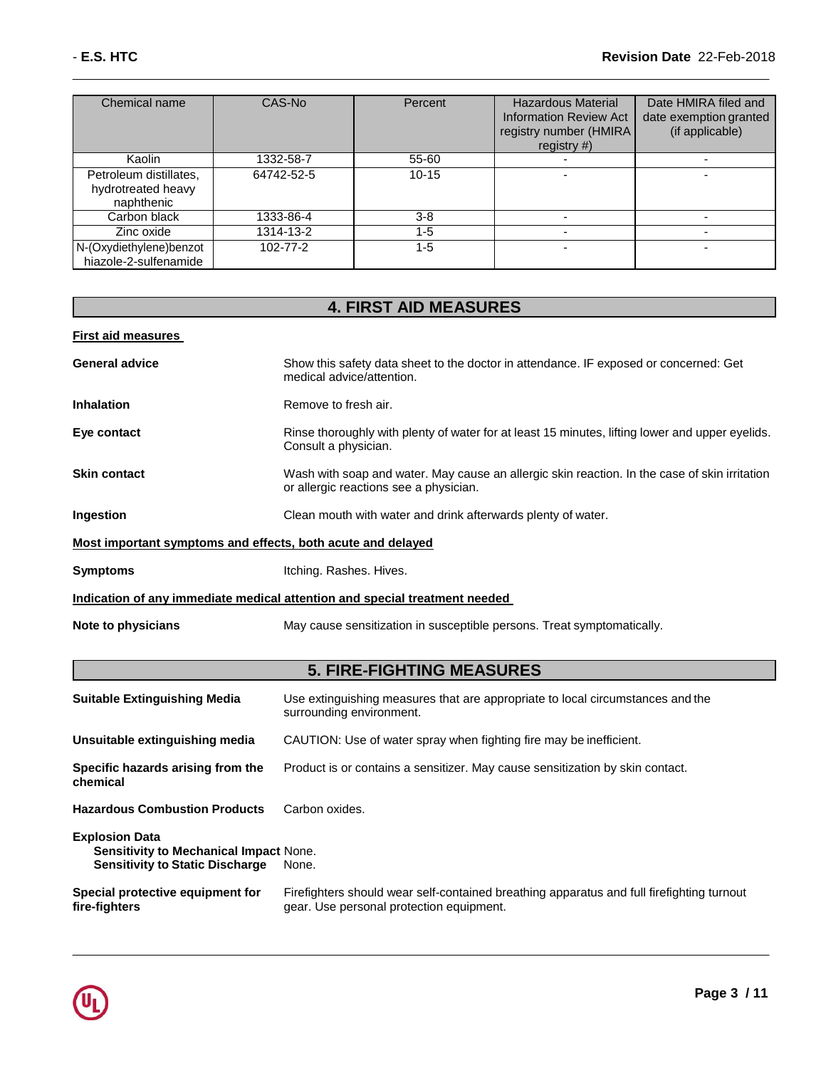| Chemical name | CAS-No | Percent | Hazardous Material Information Review Act registry number (HMIRA registry #) | Date HMIRA filed and date exemption granted (if applicable) |
|---|---|---|---|---|
| Kaolin | 1332-58-7 | 55-60 | - | - |
| Petroleum distillates, hydrotreated heavy naphthenic | 64742-52-5 | 10-15 | - | - |
| Carbon black | 1333-86-4 | 3-8 | - | - |
| Zinc oxide | 1314-13-2 | 1-5 | - | - |
| N-(Oxydiethylene)benzothiazole-2-sulfenamide | 102-77-2 | 1-5 | - | - |

## 4. FIRST AID MEASURES

**First aid measures**

**General advice** Show this safety data sheet to the doctor in attendance. IF exposed or concerned: Get medical advice/attention.

**Inhalation** Remove to fresh air.

**Eye contact** Rinse thoroughly with plenty of water for at least 15 minutes, lifting lower and upper eyelids. Consult a physician.

**Skin contact** Wash with soap and water. May cause an allergic skin reaction. In the case of skin irritation or allergic reactions see a physician.

**Ingestion** Clean mouth with water and drink afterwards plenty of water.

**Most important symptoms and effects, both acute and delayed**

**Symptoms** Itching. Rashes. Hives.

**Indication of any immediate medical attention and special treatment needed**

**Note to physicians** May cause sensitization in susceptible persons. Treat symptomatically.

## 5. FIRE-FIGHTING MEASURES

**Suitable Extinguishing Media** Use extinguishing measures that are appropriate to local circumstances and the surrounding environment.

**Unsuitable extinguishing media** CAUTION: Use of water spray when fighting fire may be inefficient.

**Specific hazards arising from the chemical** Product is or contains a sensitizer. May cause sensitization by skin contact.

**Hazardous Combustion Products** Carbon oxides.

**Explosion Data**
**Sensitivity to Mechanical Impact** None.
**Sensitivity to Static Discharge** None.

**Special protective equipment for fire-fighters** Firefighters should wear self-contained breathing apparatus and full firefighting turnout gear. Use personal protection equipment.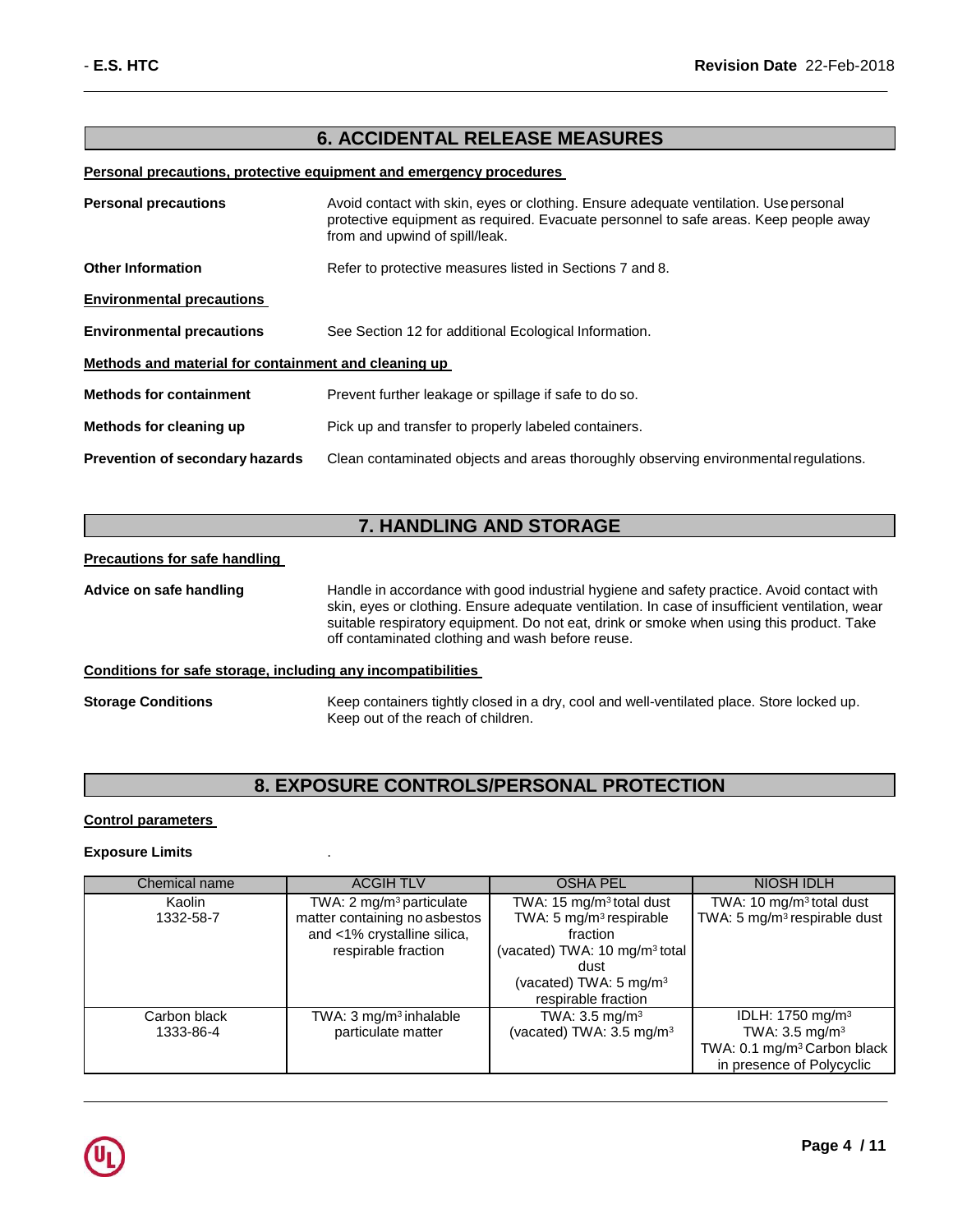## 6. ACCIDENTAL RELEASE MEASURES

### Personal precautions, protective equipment and emergency procedures

**Personal precautions** Avoid contact with skin, eyes or clothing. Ensure adequate ventilation. Use personal protective equipment as required. Evacuate personnel to safe areas. Keep people away from and upwind of spill/leak.

**Other Information** Refer to protective measures listed in Sections 7 and 8.

### Environmental precautions

**Environmental precautions** See Section 12 for additional Ecological Information.

### Methods and material for containment and cleaning up

**Methods for containment** Prevent further leakage or spillage if safe to do so.

**Methods for cleaning up** Pick up and transfer to properly labeled containers.

**Prevention of secondary hazards** Clean contaminated objects and areas thoroughly observing environmental regulations.

## 7. HANDLING AND STORAGE

### Precautions for safe handling

**Advice on safe handling** Handle in accordance with good industrial hygiene and safety practice. Avoid contact with skin, eyes or clothing. Ensure adequate ventilation. In case of insufficient ventilation, wear suitable respiratory equipment. Do not eat, drink or smoke when using this product. Take off contaminated clothing and wash before reuse.

### Conditions for safe storage, including any incompatibilities

**Storage Conditions** Keep containers tightly closed in a dry, cool and well-ventilated place. Store locked up. Keep out of the reach of children.

## 8. EXPOSURE CONTROLS/PERSONAL PROTECTION

### Control parameters

**Exposure Limits** .

| Chemical name | ACGIH TLV | OSHA PEL | NIOSH IDLH |
|---|---|---|---|
| Kaolin<br>1332-58-7 | TWA: 2 mg/m³ particulate matter containing no asbestos and <1% crystalline silica, respirable fraction | TWA: 15 mg/m³ total dust<br>TWA: 5 mg/m³ respirable fraction<br>(vacated) TWA: 10 mg/m³ total dust<br>(vacated) TWA: 5 mg/m³ respirable fraction | TWA: 10 mg/m³ total dust<br>TWA: 5 mg/m³ respirable dust |
| Carbon black<br>1333-86-4 | TWA: 3 mg/m³ inhalable particulate matter | TWA: 3.5 mg/m³<br>(vacated) TWA: 3.5 mg/m³ | IDLH: 1750 mg/m³<br>TWA: 3.5 mg/m³<br>TWA: 0.1 mg/m³ Carbon black in presence of Polycyclic |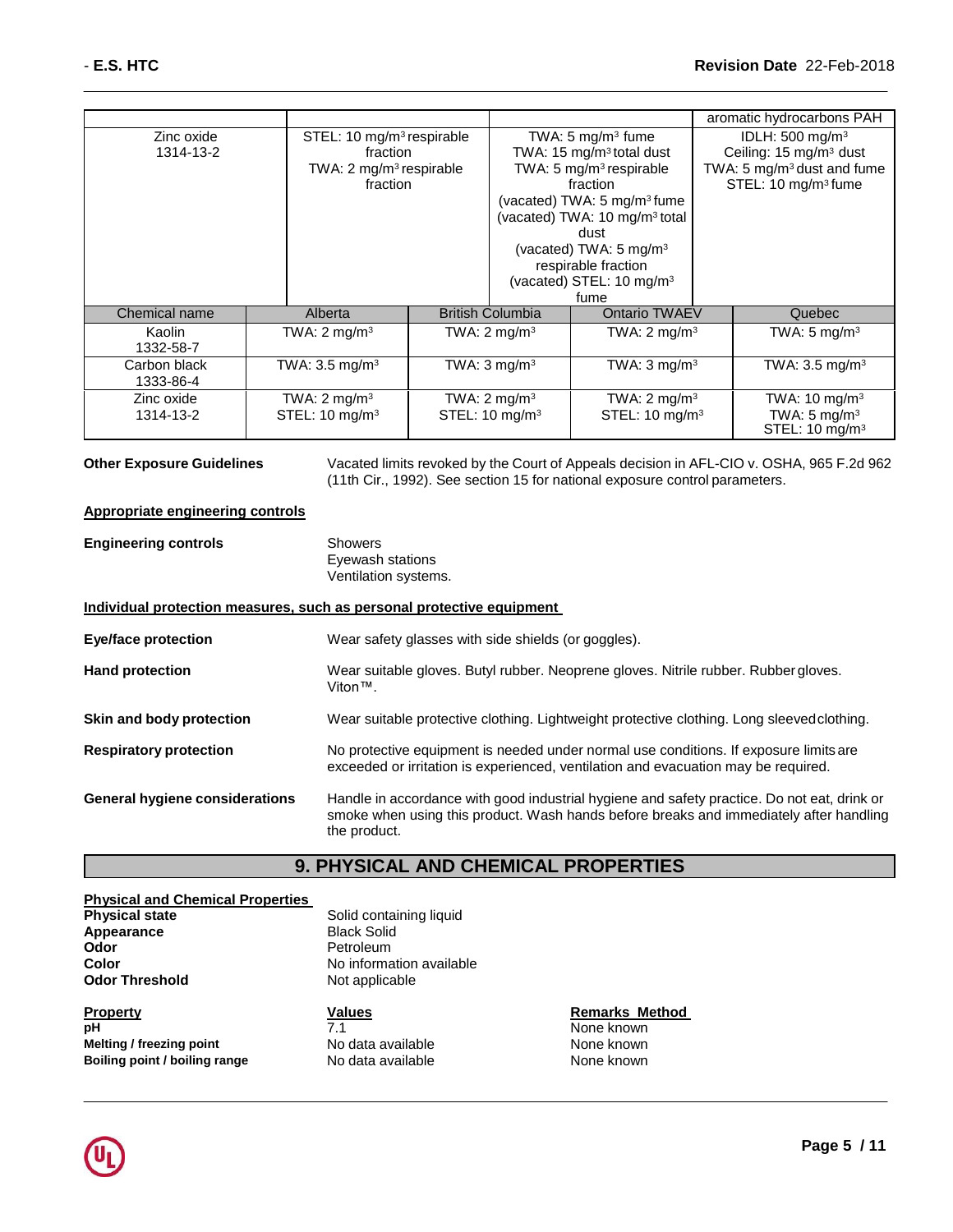| | | | aromatic hydrocarbons PAH |
|---|---|---|---|
| Zinc oxide<br>1314-13-2 | STEL: 10 mg/m³ respirable fraction<br>TWA: 2 mg/m³ respirable fraction | TWA: 5 mg/m³ fume<br>TWA: 15 mg/m³ total dust<br>TWA: 5 mg/m³ respirable fraction<br>(vacated) TWA: 5 mg/m³ fume<br>(vacated) TWA: 10 mg/m³ total dust<br>(vacated) TWA: 5 mg/m³ respirable fraction<br>(vacated) STEL: 10 mg/m³ fume | IDLH: 500 mg/m³<br>Ceiling: 15 mg/m³ dust<br>TWA: 5 mg/m³ dust and fume<br>STEL: 10 mg/m³ fume |

| Chemical name | Alberta | British Columbia | Ontario TWAEV | Quebec |
|---|---|---|---|---|
| Kaolin<br>1332-58-7 | TWA: 2 mg/m³ | TWA: 2 mg/m³ | TWA: 2 mg/m³ | TWA: 5 mg/m³ |
| Carbon black<br>1333-86-4 | TWA: 3.5 mg/m³ | TWA: 3 mg/m³ | TWA: 3 mg/m³ | TWA: 3.5 mg/m³ |
| Zinc oxide<br>1314-13-2 | TWA: 2 mg/m³<br>STEL: 10 mg/m³ | TWA: 2 mg/m³<br>STEL: 10 mg/m³ | TWA: 2 mg/m³<br>STEL: 10 mg/m³ | TWA: 10 mg/m³<br>TWA: 5 mg/m³<br>STEL: 10 mg/m³ |

**Other Exposure Guidelines** Vacated limits revoked by the Court of Appeals decision in AFL-CIO v. OSHA, 965 F.2d 962 (11th Cir., 1992). See section 15 for national exposure control parameters.

**Appropriate engineering controls**

**Engineering controls** Showers
Eyewash stations
Ventilation systems.

**Individual protection measures, such as personal protective equipment**

**Eye/face protection** Wear safety glasses with side shields (or goggles).

**Hand protection** Wear suitable gloves. Butyl rubber. Neoprene gloves. Nitrile rubber. Rubber gloves. Viton™.

**Skin and body protection** Wear suitable protective clothing. Lightweight protective clothing. Long sleeved clothing.

**Respiratory protection** No protective equipment is needed under normal use conditions. If exposure limits are exceeded or irritation is experienced, ventilation and evacuation may be required.

**General hygiene considerations** Handle in accordance with good industrial hygiene and safety practice. Do not eat, drink or smoke when using this product. Wash hands before breaks and immediately after handling the product.

## 9. PHYSICAL AND CHEMICAL PROPERTIES

**Physical and Chemical Properties**

**Physical state** Solid containing liquid
**Appearance** Black Solid
**Odor** Petroleum
**Color** No information available
**Odor Threshold** Not applicable

| Property | Values | Remarks Method |
|---|---|---|
| **pH** | 7.1 | None known |
| **Melting / freezing point** | No data available | None known |
| **Boiling point / boiling range** | No data available | None known |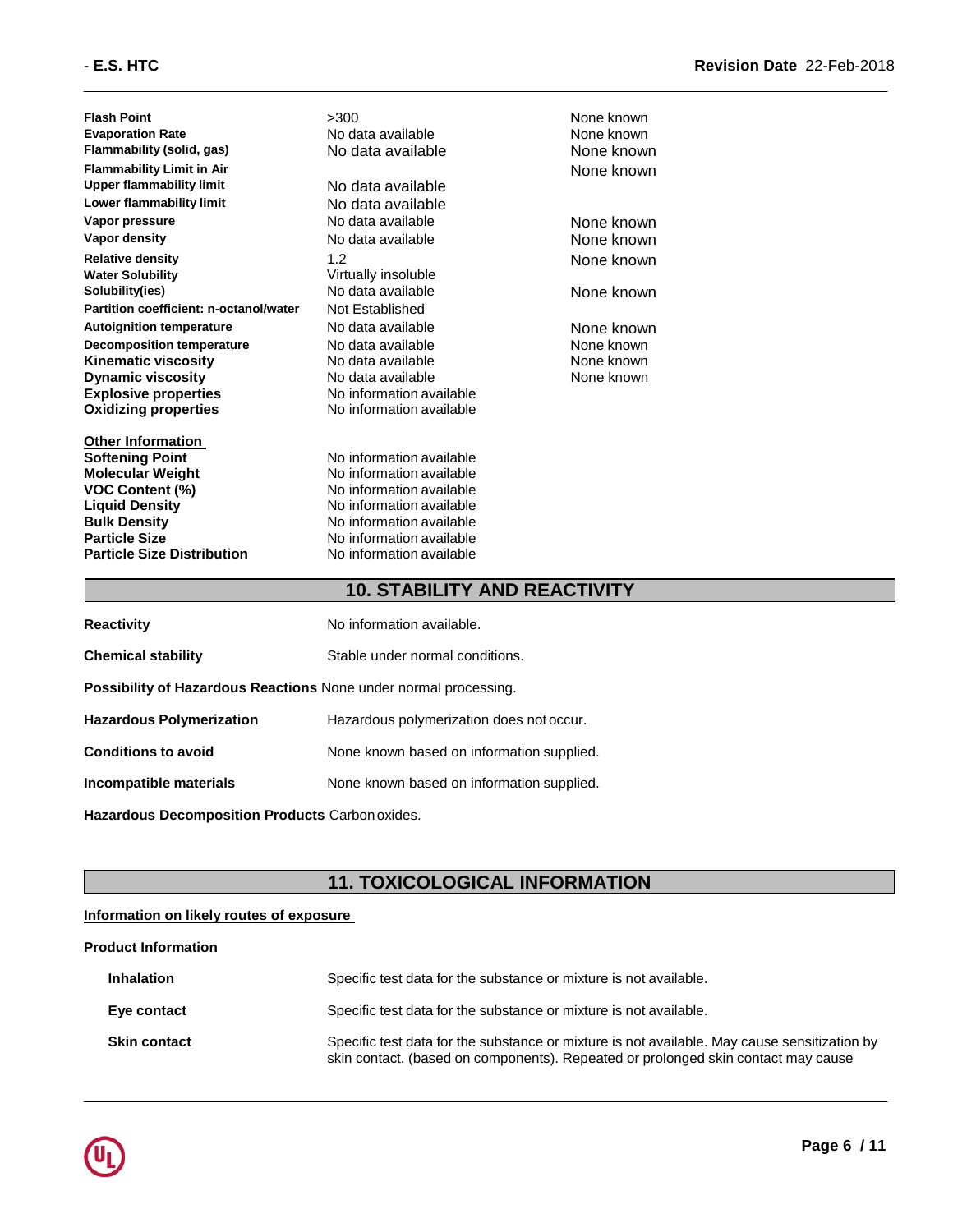| | | |
|---|---|---|
| **Flash Point** | >300 | None known |
| **Evaporation Rate** | No data available | None known |
| **Flammability (solid, gas)** | No data available | None known |
| **Flammability Limit in Air** | | None known |
| **Upper flammability limit** | No data available | |
| **Lower flammability limit** | No data available | |
| **Vapor pressure** | No data available | None known |
| **Vapor density** | No data available | None known |
| **Relative density** | 1.2 | None known |
| **Water Solubility** | Virtually insoluble | |
| **Solubility(ies)** | No data available | None known |
| **Partition coefficient: n-octanol/water** | Not Established | |
| **Autoignition temperature** | No data available | None known |
| **Decomposition temperature** | No data available | None known |
| **Kinematic viscosity** | No data available | None known |
| **Dynamic viscosity** | No data available | None known |
| **Explosive properties** | No information available | |
| **Oxidizing properties** | No information available | |

**Other Information**

| | |
|---|---|
| **Softening Point** | No information available |
| **Molecular Weight** | No information available |
| **VOC Content (%)** | No information available |
| **Liquid Density** | No information available |
| **Bulk Density** | No information available |
| **Particle Size** | No information available |
| **Particle Size Distribution** | No information available |

## 10. STABILITY AND REACTIVITY

**Reactivity** No information available.

**Chemical stability** Stable under normal conditions.

**Possibility of Hazardous Reactions** None under normal processing.

**Hazardous Polymerization** Hazardous polymerization does not occur.

**Conditions to avoid** None known based on information supplied.

**Incompatible materials** None known based on information supplied.

**Hazardous Decomposition Products** Carbon oxides.

## 11. TOXICOLOGICAL INFORMATION

**Information on likely routes of exposure**

**Product Information**

**Inhalation** Specific test data for the substance or mixture is not available.

**Eye contact** Specific test data for the substance or mixture is not available.

**Skin contact** Specific test data for the substance or mixture is not available. May cause sensitization by skin contact. (based on components). Repeated or prolonged skin contact may cause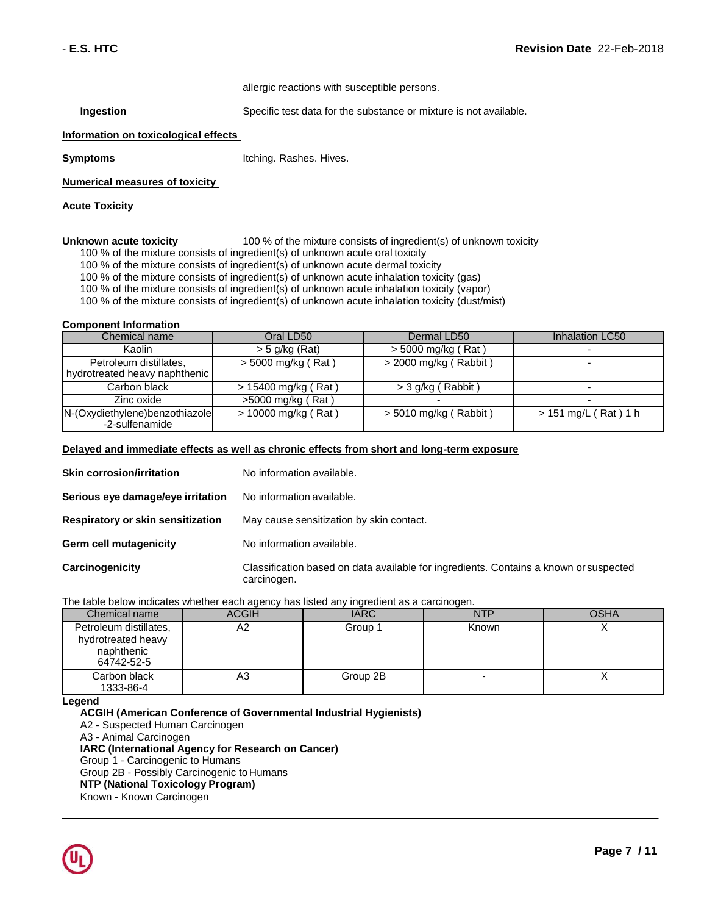allergic reactions with susceptible persons.

**Ingestion** Specific test data for the substance or mixture is not available.

**Information on toxicological effects**

**Symptoms** Itching. Rashes. Hives.

**Numerical measures of toxicity**

**Acute Toxicity**

**Unknown acute toxicity** 100 % of the mixture consists of ingredient(s) of unknown toxicity

100 % of the mixture consists of ingredient(s) of unknown acute oral toxicity
100 % of the mixture consists of ingredient(s) of unknown acute dermal toxicity
100 % of the mixture consists of ingredient(s) of unknown acute inhalation toxicity (gas)
100 % of the mixture consists of ingredient(s) of unknown acute inhalation toxicity (vapor)
100 % of the mixture consists of ingredient(s) of unknown acute inhalation toxicity (dust/mist)

**Component Information**

| Chemical name | Oral LD50 | Dermal LD50 | Inhalation LC50 |
|---|---|---|---|
| Kaolin | > 5 g/kg (Rat) | > 5000 mg/kg ( Rat ) | - |
| Petroleum distillates, hydrotreated heavy naphthenic | > 5000 mg/kg ( Rat ) | > 2000 mg/kg ( Rabbit ) | - |
| Carbon black | > 15400 mg/kg ( Rat ) | > 3 g/kg ( Rabbit ) | - |
| Zinc oxide | >5000 mg/kg ( Rat ) | - | - |
| N-(Oxydiethylene)benzothiazole -2-sulfenamide | > 10000 mg/kg ( Rat ) | > 5010 mg/kg ( Rabbit ) | > 151 mg/L ( Rat ) 1 h |

**Delayed and immediate effects as well as chronic effects from short and long-term exposure**

**Skin corrosion/irritation** No information available.

**Serious eye damage/eye irritation** No information available.

**Respiratory or skin sensitization** May cause sensitization by skin contact.

**Germ cell mutagenicity** No information available.

**Carcinogenicity** Classification based on data available for ingredients. Contains a known or suspected carcinogen.

The table below indicates whether each agency has listed any ingredient as a carcinogen.

| Chemical name | ACGIH | IARC | NTP | OSHA |
|---|---|---|---|---|
| Petroleum distillates, hydrotreated heavy naphthenic 64742-52-5 | A2 | Group 1 | Known | X |
| Carbon black 1333-86-4 | A3 | Group 2B | - | X |

**Legend**

**ACGIH (American Conference of Governmental Industrial Hygienists)**
A2 - Suspected Human Carcinogen
A3 - Animal Carcinogen
**IARC (International Agency for Research on Cancer)**
Group 1 - Carcinogenic to Humans
Group 2B - Possibly Carcinogenic to Humans
**NTP (National Toxicology Program)**
Known - Known Carcinogen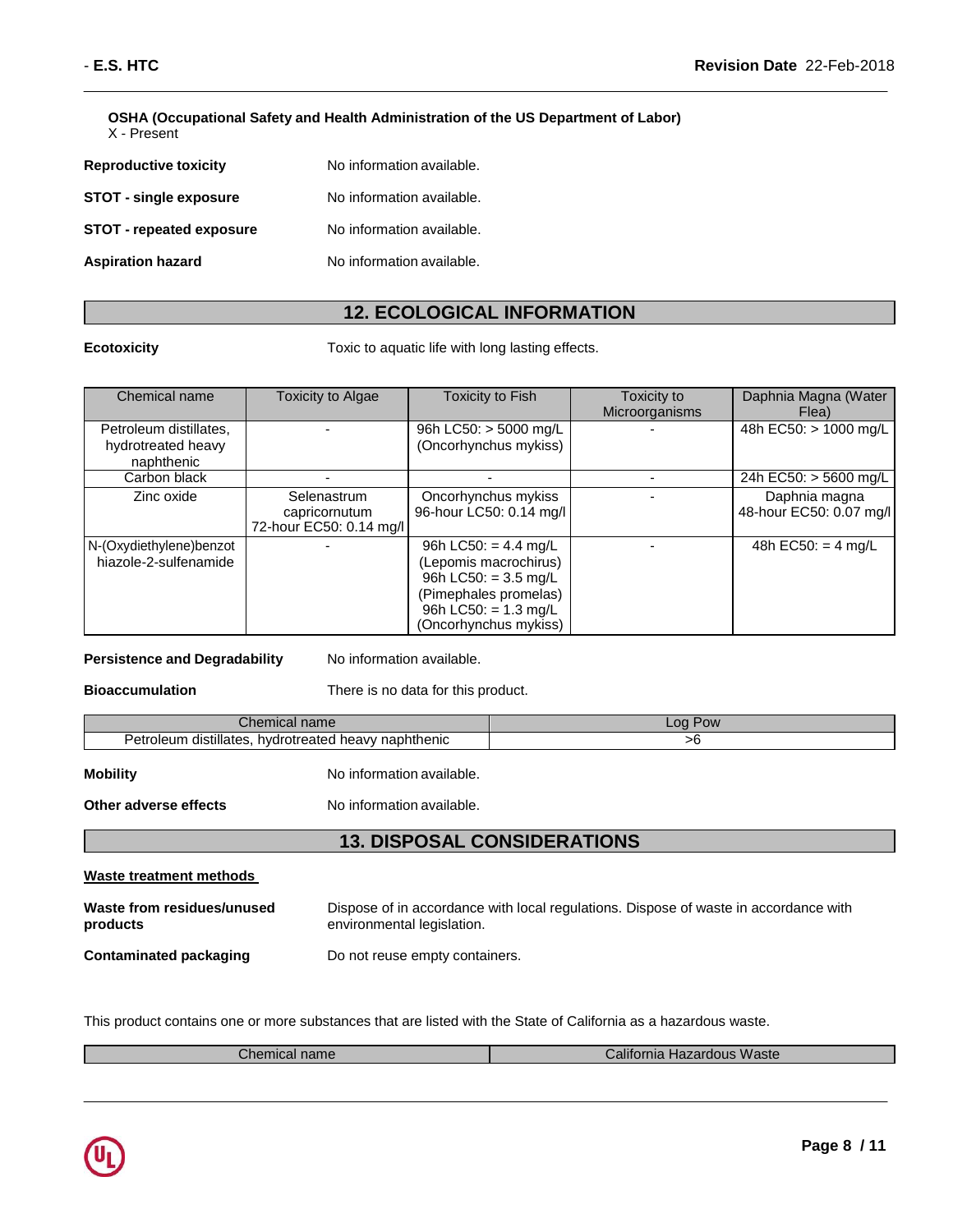**OSHA (Occupational Safety and Health Administration of the US Department of Labor)**
X - Present

**Reproductive toxicity** No information available.

**STOT - single exposure** No information available.

**STOT - repeated exposure** No information available.

**Aspiration hazard** No information available.

## 12. ECOLOGICAL INFORMATION

**Ecotoxicity** Toxic to aquatic life with long lasting effects.

| Chemical name | Toxicity to Algae | Toxicity to Fish | Toxicity to Microorganisms | Daphnia Magna (Water Flea) |
|---|---|---|---|---|
| Petroleum distillates, hydrotreated heavy naphthenic | - | 96h LC50: > 5000 mg/L (Oncorhynchus mykiss) | - | 48h EC50: > 1000 mg/L |
| Carbon black | - | - | - | 24h EC50: > 5600 mg/L |
| Zinc oxide | Selenastrum capricornutum 72-hour EC50: 0.14 mg/l | Oncorhynchus mykiss 96-hour LC50: 0.14 mg/l | - | Daphnia magna 48-hour EC50: 0.07 mg/l |
| N-(Oxydiethylene)benzothiazole-2-sulfenamide | - | 96h LC50: = 4.4 mg/L (Lepomis macrochirus) 96h LC50: = 3.5 mg/L (Pimephales promelas) 96h LC50: = 1.3 mg/L (Oncorhynchus mykiss) | - | 48h EC50: = 4 mg/L |

**Persistence and Degradability** No information available.

**Bioaccumulation** There is no data for this product.

| Chemical name | Log Pow |
|---|---|
| Petroleum distillates, hydrotreated heavy naphthenic | >6 |

**Mobility** No information available.

**Other adverse effects** No information available.

## 13. DISPOSAL CONSIDERATIONS

**Waste treatment methods**

**Waste from residues/unused products** Dispose of in accordance with local regulations. Dispose of waste in accordance with environmental legislation.

**Contaminated packaging** Do not reuse empty containers.

This product contains one or more substances that are listed with the State of California as a hazardous waste.

| Chemical name | California Hazardous Waste |
|---|---|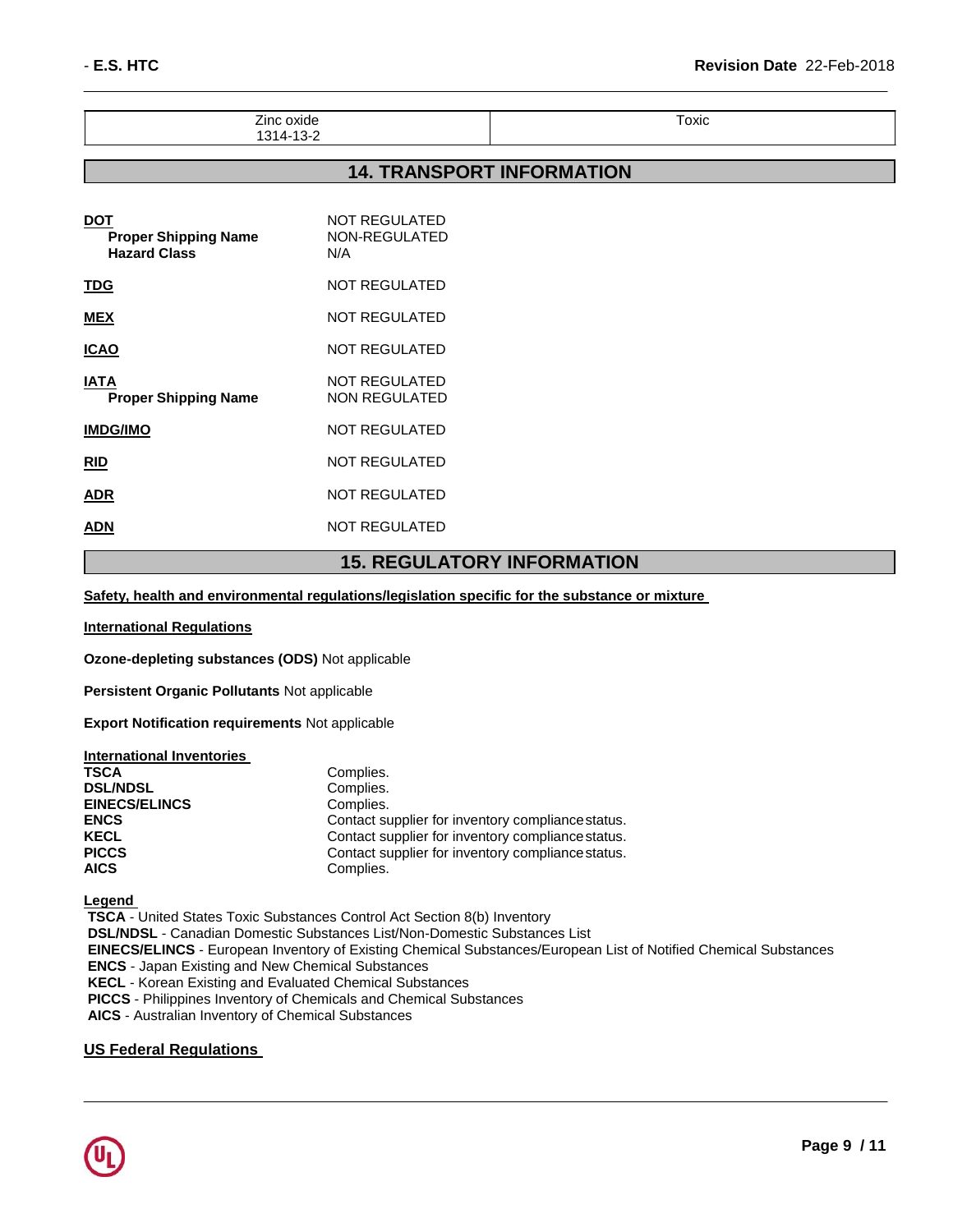| Zinc oxide<br>1314-13-2 | Toxic |
|---|---|

## 14. TRANSPORT INFORMATION

| | |
|---|---|
| **DOT** | NOT REGULATED |
| **Proper Shipping Name** | NON-REGULATED |
| **Hazard Class** | N/A |
| **TDG** | NOT REGULATED |
| **MEX** | NOT REGULATED |
| **ICAO** | NOT REGULATED |
| **IATA** | NOT REGULATED |
| **Proper Shipping Name** | NON REGULATED |
| **IMDG/IMO** | NOT REGULATED |
| **RID** | NOT REGULATED |
| **ADR** | NOT REGULATED |
| **ADN** | NOT REGULATED |

## 15. REGULATORY INFORMATION

**Safety, health and environmental regulations/legislation specific for the substance or mixture**

**International Regulations**

**Ozone-depleting substances (ODS)** Not applicable

**Persistent Organic Pollutants** Not applicable

**Export Notification requirements** Not applicable

**International Inventories**

| | |
|---|---|
| **TSCA** | Complies. |
| **DSL/NDSL** | Complies. |
| **EINECS/ELINCS** | Complies. |
| **ENCS** | Contact supplier for inventory compliance status. |
| **KECL** | Contact supplier for inventory compliance status. |
| **PICCS** | Contact supplier for inventory compliance status. |
| **AICS** | Complies. |

**Legend**

**TSCA** - United States Toxic Substances Control Act Section 8(b) Inventory
**DSL/NDSL** - Canadian Domestic Substances List/Non-Domestic Substances List
**EINECS/ELINCS** - European Inventory of Existing Chemical Substances/European List of Notified Chemical Substances
**ENCS** - Japan Existing and New Chemical Substances
**KECL** - Korean Existing and Evaluated Chemical Substances
**PICCS** - Philippines Inventory of Chemicals and Chemical Substances
**AICS** - Australian Inventory of Chemical Substances

**US Federal Regulations**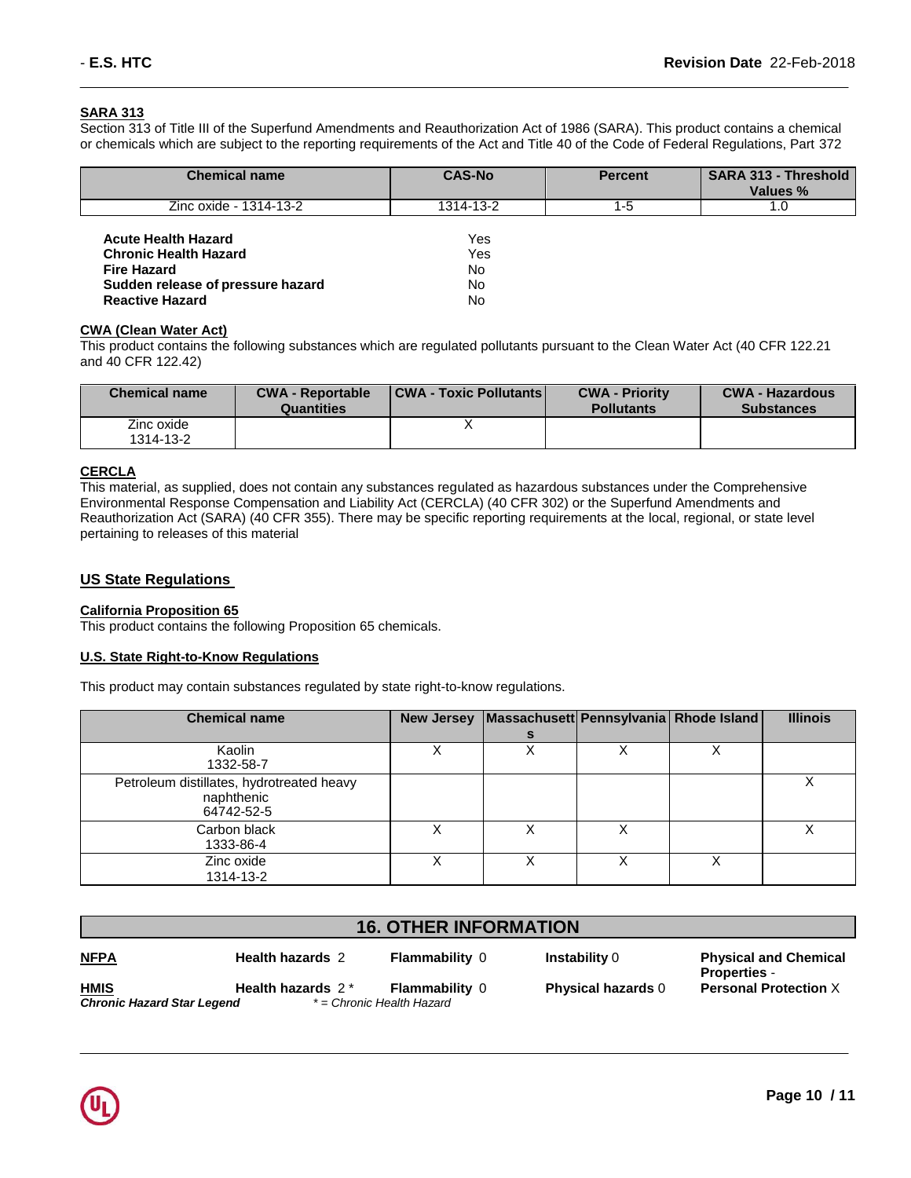#### SARA 313

Section 313 of Title III of the Superfund Amendments and Reauthorization Act of 1986 (SARA). This product contains a chemical or chemicals which are subject to the reporting requirements of the Act and Title 40 of the Code of Federal Regulations, Part 372

| Chemical name | CAS-No | Percent | SARA 313 - Threshold Values % |
|---|---|---|---|
| Zinc oxide - 1314-13-2 | 1314-13-2 | 1-5 | 1.0 |

| | |
|---|---|
| **Acute Health Hazard** | Yes |
| **Chronic Health Hazard** | Yes |
| **Fire Hazard** | No |
| **Sudden release of pressure hazard** | No |
| **Reactive Hazard** | No |

#### CWA (Clean Water Act)

This product contains the following substances which are regulated pollutants pursuant to the Clean Water Act (40 CFR 122.21 and 40 CFR 122.42)

| Chemical name | CWA - Reportable Quantities | CWA - Toxic Pollutants | CWA - Priority Pollutants | CWA - Hazardous Substances |
|---|---|---|---|---|
| Zinc oxide 1314-13-2 | | X | | |

#### CERCLA

This material, as supplied, does not contain any substances regulated as hazardous substances under the Comprehensive Environmental Response Compensation and Liability Act (CERCLA) (40 CFR 302) or the Superfund Amendments and Reauthorization Act (SARA) (40 CFR 355). There may be specific reporting requirements at the local, regional, or state level pertaining to releases of this material

### US State Regulations

#### California Proposition 65

This product contains the following Proposition 65 chemicals.

#### U.S. State Right-to-Know Regulations

This product may contain substances regulated by state right-to-know regulations.

| Chemical name | New Jersey | Massachusetts | Pennsylvania | Rhode Island | Illinois |
|---|---|---|---|---|---|
| Kaolin 1332-58-7 | X | X | X | X | |
| Petroleum distillates, hydrotreated heavy naphthenic 64742-52-5 | | | | | X |
| Carbon black 1333-86-4 | X | X | X | | X |
| Zinc oxide 1314-13-2 | X | X | X | X | |

## 16. OTHER INFORMATION

| | | | | |
|---|---|---|---|---|
| **NFPA** | **Health hazards** 2 | **Flammability** 0 | **Instability** 0 | **Physical and Chemical Properties** - |
| **HMIS** | **Health hazards** 2 * | **Flammability** 0 | **Physical hazards** 0 | **Personal Protection** X |

***Chronic Hazard Star Legend*** *\* = Chronic Health Hazard*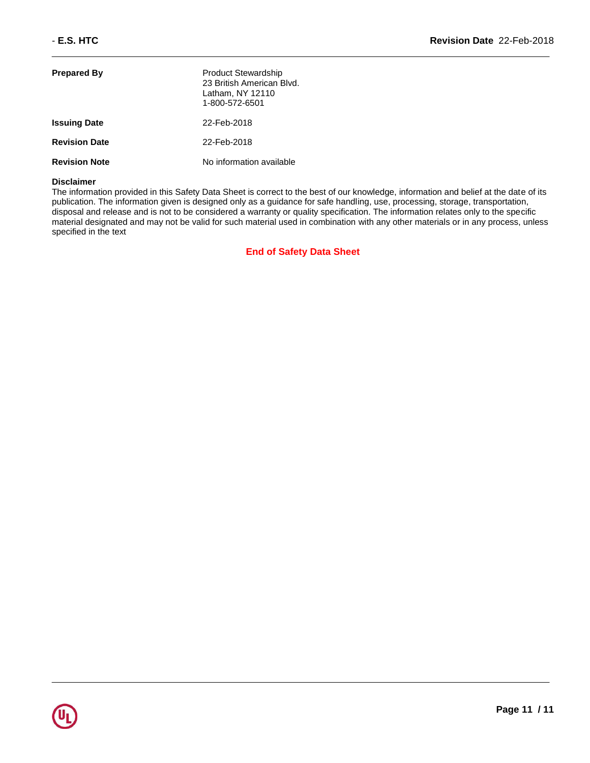| | |
|---|---|
| **Prepared By** | Product Stewardship<br>23 British American Blvd.<br>Latham, NY 12110<br>1-800-572-6501 |
| **Issuing Date** | 22-Feb-2018 |
| **Revision Date** | 22-Feb-2018 |
| **Revision Note** | No information available |

**Disclaimer**

The information provided in this Safety Data Sheet is correct to the best of our knowledge, information and belief at the date of its publication. The information given is designed only as a guidance for safe handling, use, processing, storage, transportation, disposal and release and is not to be considered a warranty or quality specification. The information relates only to the specific material designated and may not be valid for such material used in combination with any other materials or in any process, unless specified in the text

**End of Safety Data Sheet**